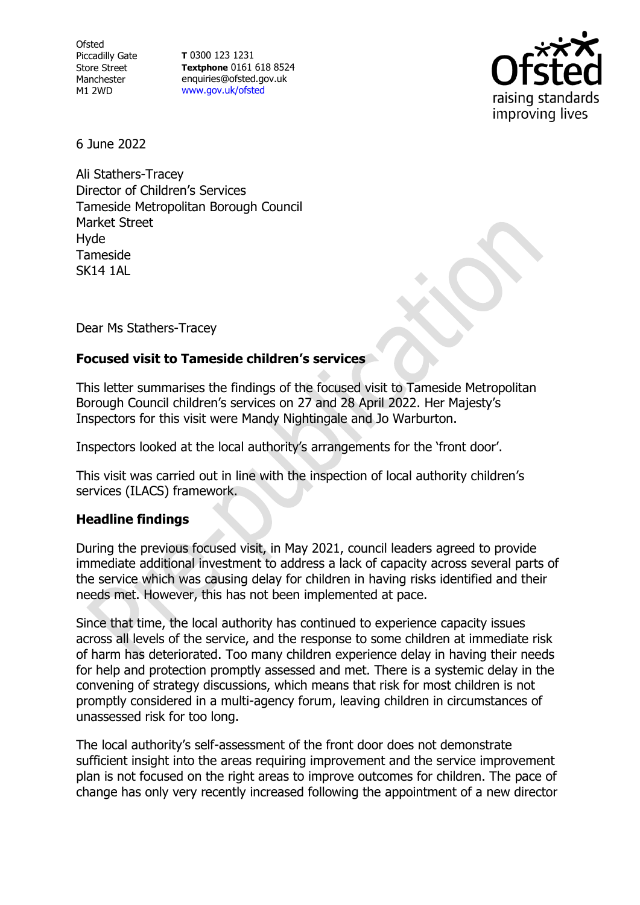Ofsted
Piccadilly Gate
Store Street
Manchester
M1 2WD

**T** 0300 123 1231
**Textphone** 0161 618 8524
enquiries@ofsted.gov.uk
www.gov.uk/ofsted

6 June 2022

Ali Stathers-Tracey
Director of Children's Services
Tameside Metropolitan Borough Council
Market Street
Hyde
Tameside
SK14 1AL

Dear Ms Stathers-Tracey

## Focused visit to Tameside children's services

This letter summarises the findings of the focused visit to Tameside Metropolitan Borough Council children's services on 27 and 28 April 2022. Her Majesty's Inspectors for this visit were Mandy Nightingale and Jo Warburton.

Inspectors looked at the local authority's arrangements for the 'front door'.

This visit was carried out in line with the inspection of local authority children's services (ILACS) framework.

## Headline findings

During the previous focused visit, in May 2021, council leaders agreed to provide immediate additional investment to address a lack of capacity across several parts of the service which was causing delay for children in having risks identified and their needs met. However, this has not been implemented at pace.

Since that time, the local authority has continued to experience capacity issues across all levels of the service, and the response to some children at immediate risk of harm has deteriorated. Too many children experience delay in having their needs for help and protection promptly assessed and met. There is a systemic delay in the convening of strategy discussions, which means that risk for most children is not promptly considered in a multi-agency forum, leaving children in circumstances of unassessed risk for too long.

The local authority's self-assessment of the front door does not demonstrate sufficient insight into the areas requiring improvement and the service improvement plan is not focused on the right areas to improve outcomes for children. The pace of change has only very recently increased following the appointment of a new director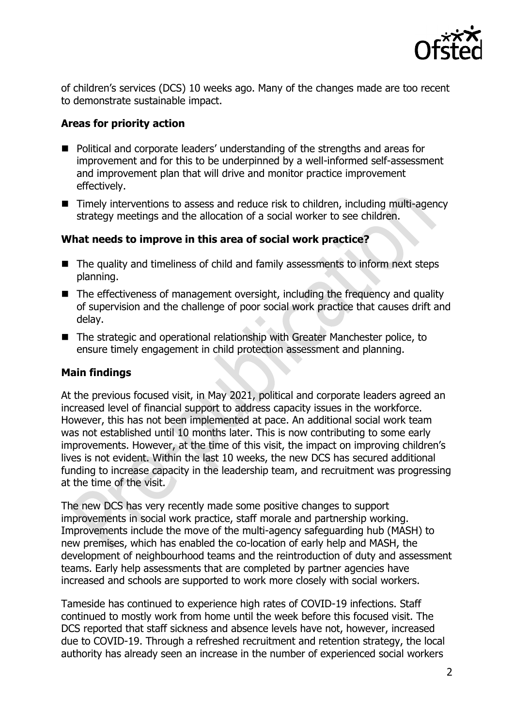of children's services (DCS) 10 weeks ago. Many of the changes made are too recent to demonstrate sustainable impact.

### Areas for priority action

- Political and corporate leaders' understanding of the strengths and areas for improvement and for this to be underpinned by a well-informed self-assessment and improvement plan that will drive and monitor practice improvement effectively.
- Timely interventions to assess and reduce risk to children, including multi-agency strategy meetings and the allocation of a social worker to see children.

### What needs to improve in this area of social work practice?

- The quality and timeliness of child and family assessments to inform next steps planning.
- The effectiveness of management oversight, including the frequency and quality of supervision and the challenge of poor social work practice that causes drift and delay.
- The strategic and operational relationship with Greater Manchester police, to ensure timely engagement in child protection assessment and planning.

### Main findings

At the previous focused visit, in May 2021, political and corporate leaders agreed an increased level of financial support to address capacity issues in the workforce. However, this has not been implemented at pace. An additional social work team was not established until 10 months later. This is now contributing to some early improvements. However, at the time of this visit, the impact on improving children's lives is not evident. Within the last 10 weeks, the new DCS has secured additional funding to increase capacity in the leadership team, and recruitment was progressing at the time of the visit.

The new DCS has very recently made some positive changes to support improvements in social work practice, staff morale and partnership working. Improvements include the move of the multi-agency safeguarding hub (MASH) to new premises, which has enabled the co-location of early help and MASH, the development of neighbourhood teams and the reintroduction of duty and assessment teams. Early help assessments that are completed by partner agencies have increased and schools are supported to work more closely with social workers.

Tameside has continued to experience high rates of COVID-19 infections. Staff continued to mostly work from home until the week before this focused visit. The DCS reported that staff sickness and absence levels have not, however, increased due to COVID-19. Through a refreshed recruitment and retention strategy, the local authority has already seen an increase in the number of experienced social workers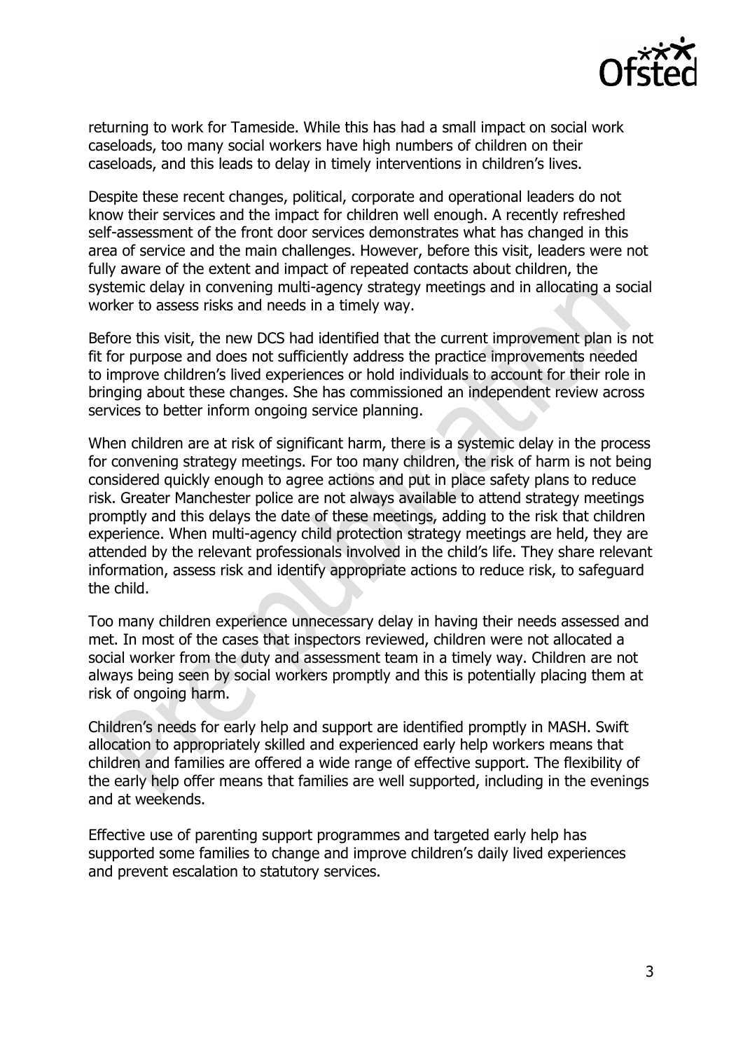returning to work for Tameside. While this has had a small impact on social work caseloads, too many social workers have high numbers of children on their caseloads, and this leads to delay in timely interventions in children's lives.

Despite these recent changes, political, corporate and operational leaders do not know their services and the impact for children well enough. A recently refreshed self-assessment of the front door services demonstrates what has changed in this area of service and the main challenges. However, before this visit, leaders were not fully aware of the extent and impact of repeated contacts about children, the systemic delay in convening multi-agency strategy meetings and in allocating a social worker to assess risks and needs in a timely way.

Before this visit, the new DCS had identified that the current improvement plan is not fit for purpose and does not sufficiently address the practice improvements needed to improve children's lived experiences or hold individuals to account for their role in bringing about these changes. She has commissioned an independent review across services to better inform ongoing service planning.

When children are at risk of significant harm, there is a systemic delay in the process for convening strategy meetings. For too many children, the risk of harm is not being considered quickly enough to agree actions and put in place safety plans to reduce risk. Greater Manchester police are not always available to attend strategy meetings promptly and this delays the date of these meetings, adding to the risk that children experience. When multi-agency child protection strategy meetings are held, they are attended by the relevant professionals involved in the child's life. They share relevant information, assess risk and identify appropriate actions to reduce risk, to safeguard the child.

Too many children experience unnecessary delay in having their needs assessed and met. In most of the cases that inspectors reviewed, children were not allocated a social worker from the duty and assessment team in a timely way. Children are not always being seen by social workers promptly and this is potentially placing them at risk of ongoing harm.

Children's needs for early help and support are identified promptly in MASH. Swift allocation to appropriately skilled and experienced early help workers means that children and families are offered a wide range of effective support. The flexibility of the early help offer means that families are well supported, including in the evenings and at weekends.

Effective use of parenting support programmes and targeted early help has supported some families to change and improve children's daily lived experiences and prevent escalation to statutory services.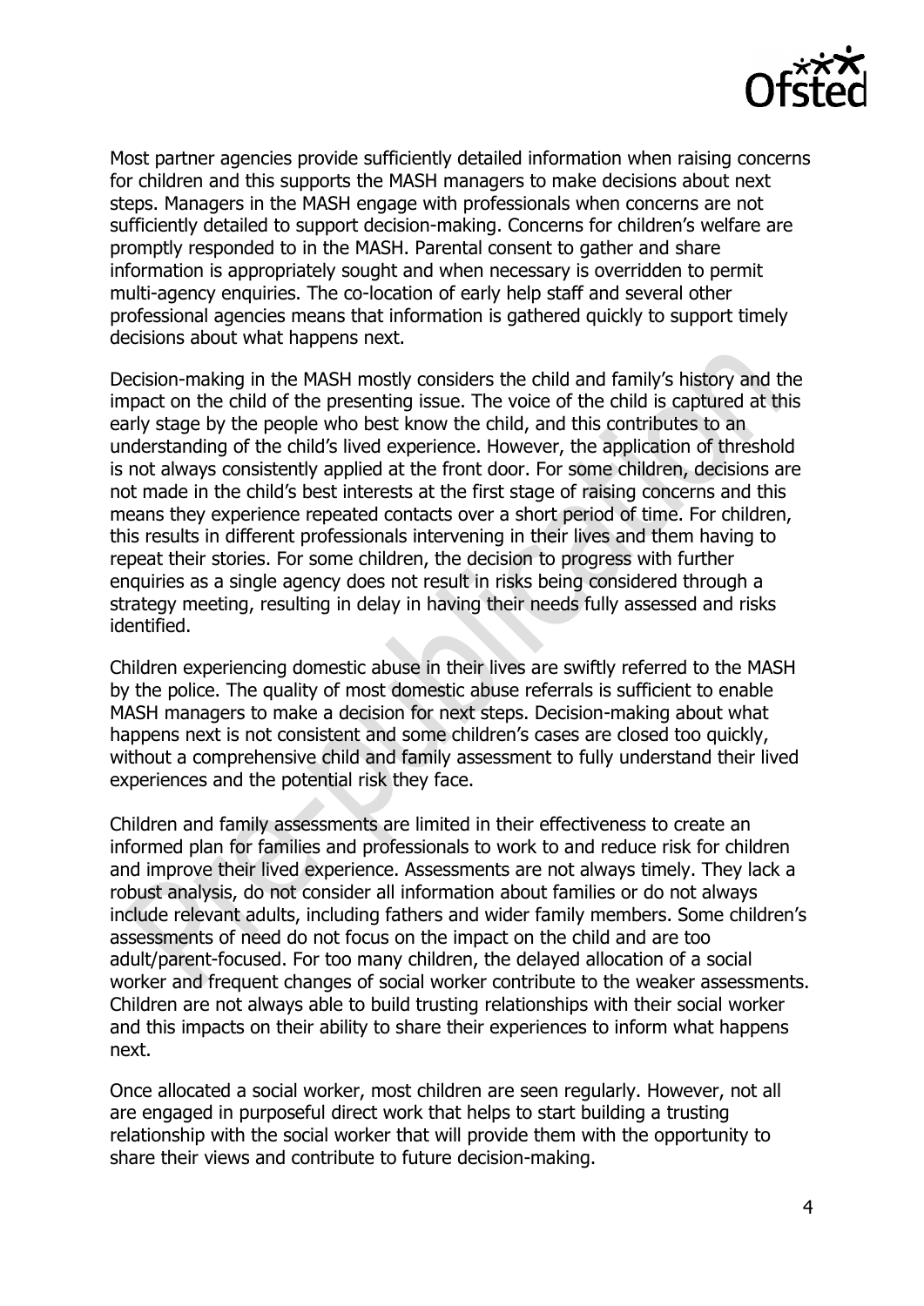Most partner agencies provide sufficiently detailed information when raising concerns for children and this supports the MASH managers to make decisions about next steps. Managers in the MASH engage with professionals when concerns are not sufficiently detailed to support decision-making. Concerns for children's welfare are promptly responded to in the MASH. Parental consent to gather and share information is appropriately sought and when necessary is overridden to permit multi-agency enquiries. The co-location of early help staff and several other professional agencies means that information is gathered quickly to support timely decisions about what happens next.

Decision-making in the MASH mostly considers the child and family's history and the impact on the child of the presenting issue. The voice of the child is captured at this early stage by the people who best know the child, and this contributes to an understanding of the child's lived experience. However, the application of threshold is not always consistently applied at the front door. For some children, decisions are not made in the child's best interests at the first stage of raising concerns and this means they experience repeated contacts over a short period of time. For children, this results in different professionals intervening in their lives and them having to repeat their stories. For some children, the decision to progress with further enquiries as a single agency does not result in risks being considered through a strategy meeting, resulting in delay in having their needs fully assessed and risks identified.

Children experiencing domestic abuse in their lives are swiftly referred to the MASH by the police. The quality of most domestic abuse referrals is sufficient to enable MASH managers to make a decision for next steps. Decision-making about what happens next is not consistent and some children's cases are closed too quickly, without a comprehensive child and family assessment to fully understand their lived experiences and the potential risk they face.

Children and family assessments are limited in their effectiveness to create an informed plan for families and professionals to work to and reduce risk for children and improve their lived experience. Assessments are not always timely. They lack a robust analysis, do not consider all information about families or do not always include relevant adults, including fathers and wider family members. Some children's assessments of need do not focus on the impact on the child and are too adult/parent-focused. For too many children, the delayed allocation of a social worker and frequent changes of social worker contribute to the weaker assessments. Children are not always able to build trusting relationships with their social worker and this impacts on their ability to share their experiences to inform what happens next.

Once allocated a social worker, most children are seen regularly. However, not all are engaged in purposeful direct work that helps to start building a trusting relationship with the social worker that will provide them with the opportunity to share their views and contribute to future decision-making.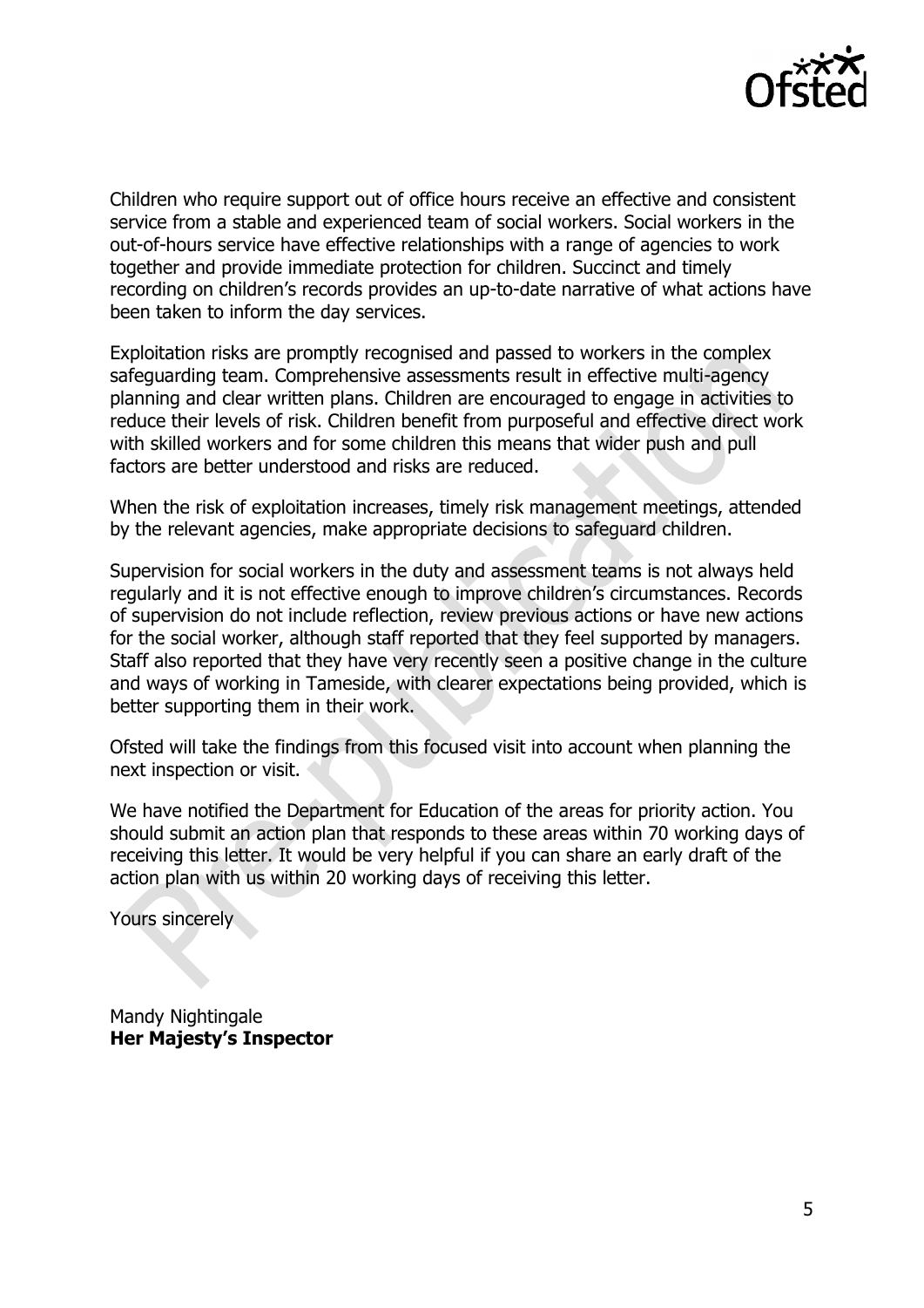Children who require support out of office hours receive an effective and consistent service from a stable and experienced team of social workers. Social workers in the out-of-hours service have effective relationships with a range of agencies to work together and provide immediate protection for children. Succinct and timely recording on children's records provides an up-to-date narrative of what actions have been taken to inform the day services.

Exploitation risks are promptly recognised and passed to workers in the complex safeguarding team. Comprehensive assessments result in effective multi-agency planning and clear written plans. Children are encouraged to engage in activities to reduce their levels of risk. Children benefit from purposeful and effective direct work with skilled workers and for some children this means that wider push and pull factors are better understood and risks are reduced.

When the risk of exploitation increases, timely risk management meetings, attended by the relevant agencies, make appropriate decisions to safeguard children.

Supervision for social workers in the duty and assessment teams is not always held regularly and it is not effective enough to improve children's circumstances. Records of supervision do not include reflection, review previous actions or have new actions for the social worker, although staff reported that they feel supported by managers. Staff also reported that they have very recently seen a positive change in the culture and ways of working in Tameside, with clearer expectations being provided, which is better supporting them in their work.

Ofsted will take the findings from this focused visit into account when planning the next inspection or visit.

We have notified the Department for Education of the areas for priority action. You should submit an action plan that responds to these areas within 70 working days of receiving this letter. It would be very helpful if you can share an early draft of the action plan with us within 20 working days of receiving this letter.

Yours sincerely

Mandy Nightingale
**Her Majesty's Inspector**